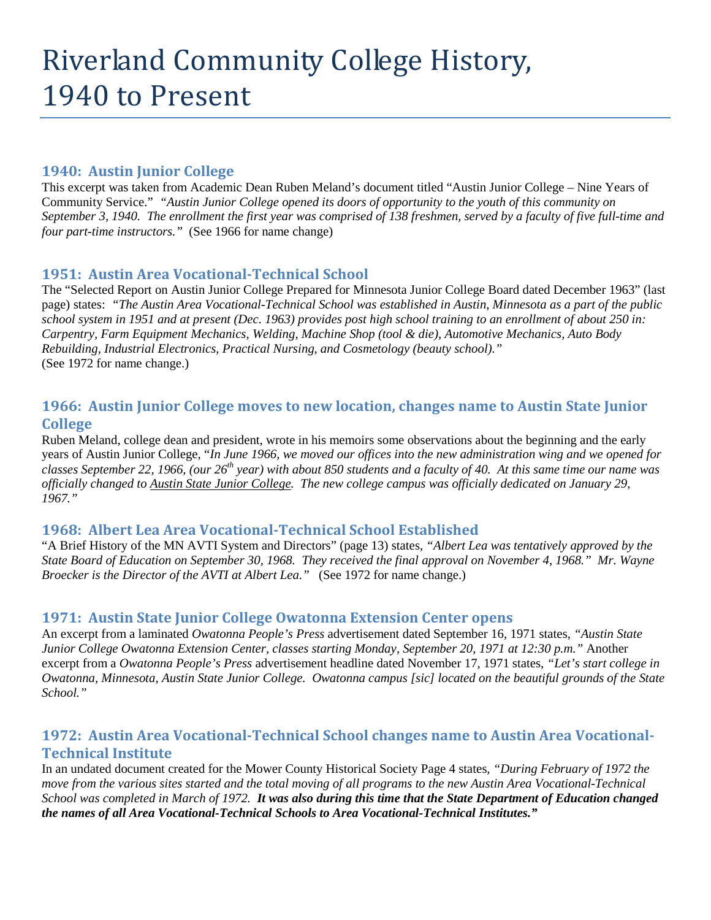# Riverland Community College History, 1940 to Present

## 1940: Austin Junior College

This excerpt was taken from Academic Dean Ruben Meland's document titled "Austin Junior College – Nine Years of Community Service." *"Austin Junior College opened its doors of opportunity to the youth of this community on September 3, 1940. The enrollment the first year was comprised of 138 freshmen, served by a faculty of five full-time and four part-time instructors."* (See 1966 for name change)

## 1951: Austin Area Vocational-Technical School

The "Selected Report on Austin Junior College Prepared for Minnesota Junior College Board dated December 1963" (last page) states: *"The Austin Area Vocational-Technical School was established in Austin, Minnesota as a part of the public school system in 1951 and at present (Dec. 1963) provides post high school training to an enrollment of about 250 in: Carpentry, Farm Equipment Mechanics, Welding, Machine Shop (tool & die), Automotive Mechanics, Auto Body Rebuilding, Industrial Electronics, Practical Nursing, and Cosmetology (beauty school)."*
(See 1972 for name change.)

## 1966: Austin Junior College moves to new location, changes name to Austin State Junior College

Ruben Meland, college dean and president, wrote in his memoirs some observations about the beginning and the early years of Austin Junior College, "*In June 1966, we moved our offices into the new administration wing and we opened for classes September 22, 1966, (our 26th year) with about 850 students and a faculty of 40. At this same time our name was officially changed to Austin State Junior College. The new college campus was officially dedicated on January 29, 1967."*

## 1968: Albert Lea Area Vocational-Technical School Established

"A Brief History of the MN AVTI System and Directors" (page 13) states, *"Albert Lea was tentatively approved by the State Board of Education on September 30, 1968. They received the final approval on November 4, 1968." Mr. Wayne Broecker is the Director of the AVTI at Albert Lea."* (See 1972 for name change.)

## 1971: Austin State Junior College Owatonna Extension Center opens

An excerpt from a laminated *Owatonna People's Press* advertisement dated September 16, 1971 states, *"Austin State Junior College Owatonna Extension Center, classes starting Monday, September 20, 1971 at 12:30 p.m."* Another excerpt from a *Owatonna People's Press* advertisement headline dated November 17, 1971 states, *"Let's start college in Owatonna, Minnesota, Austin State Junior College. Owatonna campus [sic] located on the beautiful grounds of the State School."*

## 1972: Austin Area Vocational-Technical School changes name to Austin Area Vocational-Technical Institute

In an undated document created for the Mower County Historical Society Page 4 states, *"During February of 1972 the move from the various sites started and the total moving of all programs to the new Austin Area Vocational-Technical School was completed in March of 1972.* ***It was also during this time that the State Department of Education changed the names of all Area Vocational-Technical Schools to Area Vocational-Technical Institutes."***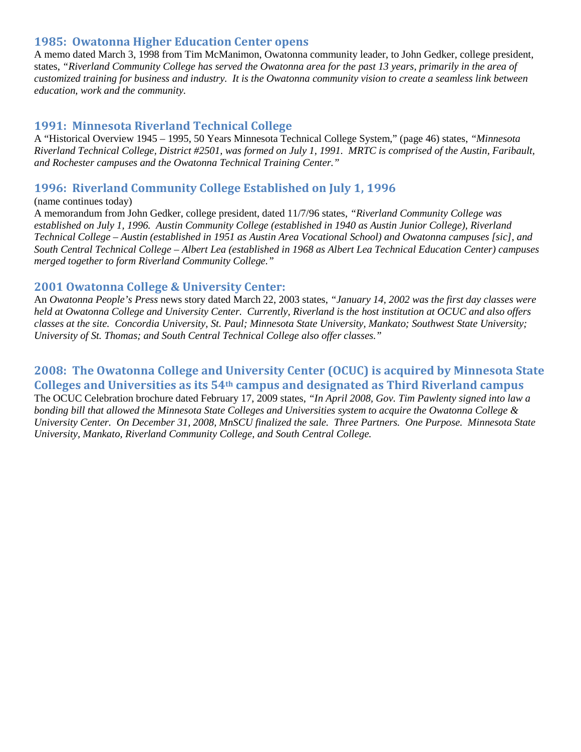## 1985: Owatonna Higher Education Center opens

A memo dated March 3, 1998 from Tim McManimon, Owatonna community leader, to John Gedker, college president, states, *"Riverland Community College has served the Owatonna area for the past 13 years, primarily in the area of customized training for business and industry. It is the Owatonna community vision to create a seamless link between education, work and the community.*

## 1991: Minnesota Riverland Technical College

A "Historical Overview 1945 – 1995, 50 Years Minnesota Technical College System," (page 46) states, *"Minnesota Riverland Technical College, District #2501, was formed on July 1, 1991. MRTC is comprised of the Austin, Faribault, and Rochester campuses and the Owatonna Technical Training Center."*

## 1996: Riverland Community College Established on July 1, 1996

(name continues today)

A memorandum from John Gedker, college president, dated 11/7/96 states, *"Riverland Community College was established on July 1, 1996. Austin Community College (established in 1940 as Austin Junior College), Riverland Technical College – Austin (established in 1951 as Austin Area Vocational School) and Owatonna campuses [sic], and South Central Technical College – Albert Lea (established in 1968 as Albert Lea Technical Education Center) campuses merged together to form Riverland Community College."*

## 2001 Owatonna College & University Center:

An *Owatonna People's Press* news story dated March 22, 2003 states, *"January 14, 2002 was the first day classes were held at Owatonna College and University Center. Currently, Riverland is the host institution at OCUC and also offers classes at the site. Concordia University, St. Paul; Minnesota State University, Mankato; Southwest State University; University of St. Thomas; and South Central Technical College also offer classes."*

## 2008: The Owatonna College and University Center (OCUC) is acquired by Minnesota State Colleges and Universities as its 54th campus and designated as Third Riverland campus

The OCUC Celebration brochure dated February 17, 2009 states, *"In April 2008, Gov. Tim Pawlenty signed into law a bonding bill that allowed the Minnesota State Colleges and Universities system to acquire the Owatonna College & University Center. On December 31, 2008, MnSCU finalized the sale. Three Partners. One Purpose. Minnesota State University, Mankato, Riverland Community College, and South Central College.*